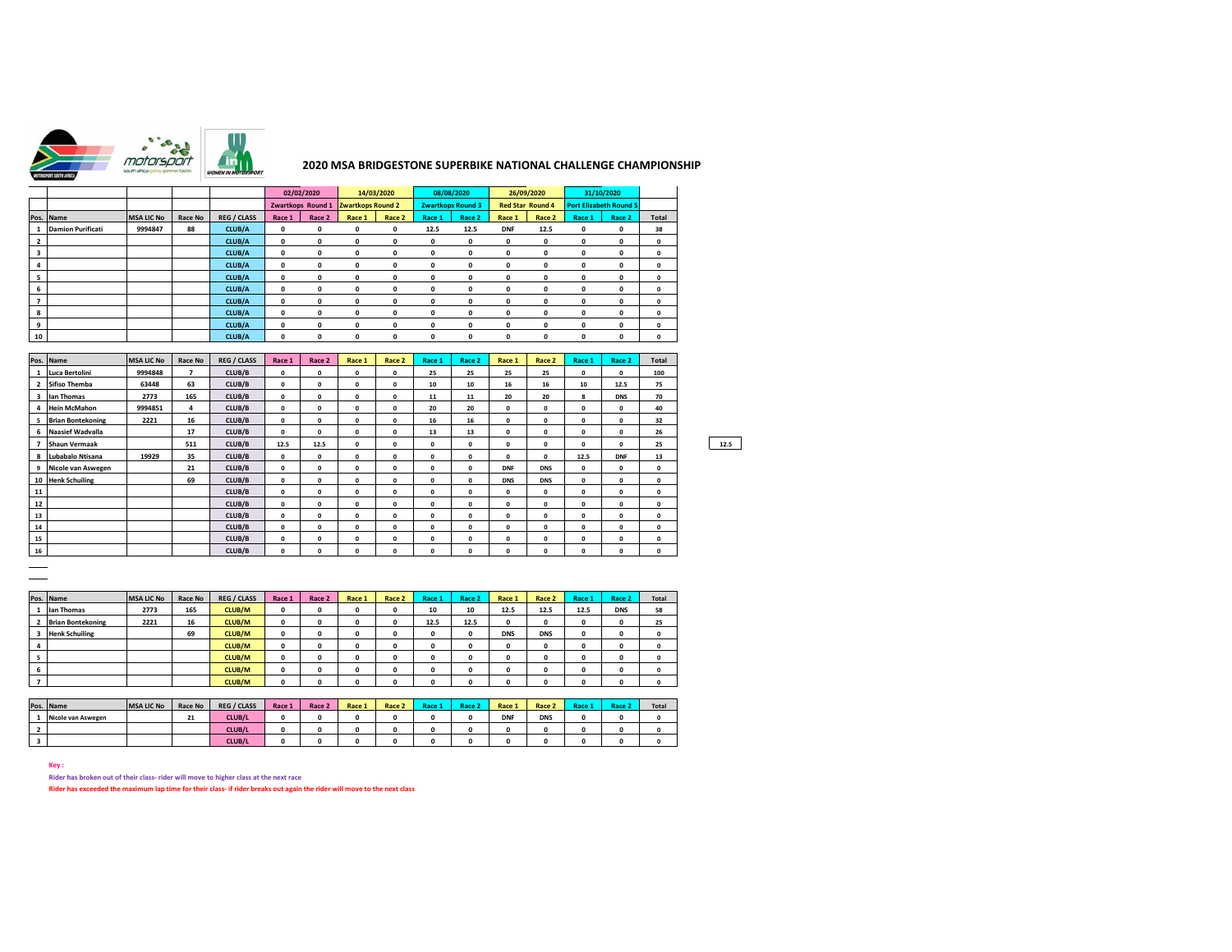# 2020 MSA BRIDGESTONE SUPERBIKE NATIONAL CHALLENGE CHAMPIONSHIP

| | | | | | 02/02/2020 | | 14/03/2020 | | 08/08/2020 | | 26/09/2020 | | 31/10/2020 | | |
|---|---|---|---|---|---|---|---|---|---|---|---|---|---|---|---|
| | | | | | Zwartkops Round 1 | | Zwartkops Round 2 | | Zwartkops Round 3 | | Red Star Round 4 | | Port Elizabeth Round 5 | | |
| Pos. | Name | MSA LIC No | Race No | REG / CLASS | Race 1 | Race 2 | Race 1 | Race 2 | Race 1 | Race 2 | Race 1 | Race 2 | Race 1 | Race 2 | Total |
| 1 | Damion Purificati | 9994847 | 88 | CLUB/A | 0 | 0 | 0 | 0 | 12.5 | 12.5 | DNF | 12.5 | 0 | 0 | 38 |
| 2 | | | | CLUB/A | 0 | 0 | 0 | 0 | 0 | 0 | 0 | 0 | 0 | 0 | 0 |
| 3 | | | | CLUB/A | 0 | 0 | 0 | 0 | 0 | 0 | 0 | 0 | 0 | 0 | 0 |
| 4 | | | | CLUB/A | 0 | 0 | 0 | 0 | 0 | 0 | 0 | 0 | 0 | 0 | 0 |
| 5 | | | | CLUB/A | 0 | 0 | 0 | 0 | 0 | 0 | 0 | 0 | 0 | 0 | 0 |
| 6 | | | | CLUB/A | 0 | 0 | 0 | 0 | 0 | 0 | 0 | 0 | 0 | 0 | 0 |
| 7 | | | | CLUB/A | 0 | 0 | 0 | 0 | 0 | 0 | 0 | 0 | 0 | 0 | 0 |
| 8 | | | | CLUB/A | 0 | 0 | 0 | 0 | 0 | 0 | 0 | 0 | 0 | 0 | 0 |
| 9 | | | | CLUB/A | 0 | 0 | 0 | 0 | 0 | 0 | 0 | 0 | 0 | 0 | 0 |
| 10 | | | | CLUB/A | 0 | 0 | 0 | 0 | 0 | 0 | 0 | 0 | 0 | 0 | 0 |

| Pos. | Name | MSA LIC No | Race No | REG / CLASS | Race 1 | Race 2 | Race 1 | Race 2 | Race 1 | Race 2 | Race 1 | Race 2 | Race 1 | Race 2 | Total |
|---|---|---|---|---|---|---|---|---|---|---|---|---|---|---|---|
| 1 | Luca Bertolini | 9994848 | 7 | CLUB/B | 0 | 0 | 0 | 0 | 25 | 25 | 25 | 25 | 0 | 0 | 100 |
| 2 | Sifiso Themba | 63448 | 63 | CLUB/B | 0 | 0 | 0 | 0 | 10 | 10 | 16 | 16 | 10 | 12.5 | 75 |
| 3 | Ian Thomas | 2773 | 165 | CLUB/B | 0 | 0 | 0 | 0 | 11 | 11 | 20 | 20 | 8 | DNS | 70 |
| 4 | Hein McMahon | 9994851 | 4 | CLUB/B | 0 | 0 | 0 | 0 | 20 | 20 | 0 | 0 | 0 | 0 | 40 |
| 5 | Brian Bontekoning | 2221 | 16 | CLUB/B | 0 | 0 | 0 | 0 | 16 | 16 | 0 | 0 | 0 | 0 | 32 |
| 6 | Naasief Wadvalla | | 17 | CLUB/B | 0 | 0 | 0 | 0 | 13 | 13 | 0 | 0 | 0 | 0 | 26 |
| 7 | Shaun Vermaak | | 511 | CLUB/B | 12.5 | 12.5 | 0 | 0 | 0 | 0 | 0 | 0 | 0 | 0 | 25 |
| 8 | Lubabalo Ntisana | 19929 | 35 | CLUB/B | 0 | 0 | 0 | 0 | 0 | 0 | 0 | 0 | 12.5 | DNF | 13 |
| 9 | Nicole van Aswegen | | 21 | CLUB/B | 0 | 0 | 0 | 0 | 0 | 0 | DNF | DNS | 0 | 0 | 0 |
| 10 | Henk Schuiling | | 69 | CLUB/B | 0 | 0 | 0 | 0 | 0 | 0 | DNS | DNS | 0 | 0 | 0 |
| 11 | | | | CLUB/B | 0 | 0 | 0 | 0 | 0 | 0 | 0 | 0 | 0 | 0 | 0 |
| 12 | | | | CLUB/B | 0 | 0 | 0 | 0 | 0 | 0 | 0 | 0 | 0 | 0 | 0 |
| 13 | | | | CLUB/B | 0 | 0 | 0 | 0 | 0 | 0 | 0 | 0 | 0 | 0 | 0 |
| 14 | | | | CLUB/B | 0 | 0 | 0 | 0 | 0 | 0 | 0 | 0 | 0 | 0 | 0 |
| 15 | | | | CLUB/B | 0 | 0 | 0 | 0 | 0 | 0 | 0 | 0 | 0 | 0 | 0 |
| 16 | | | | CLUB/B | 0 | 0 | 0 | 0 | 0 | 0 | 0 | 0 | 0 | 0 | 0 |

12.5

| Pos. | Name | MSA LIC No | Race No | REG / CLASS | Race 1 | Race 2 | Race 1 | Race 2 | Race 1 | Race 2 | Race 1 | Race 2 | Race 1 | Race 2 | Total |
|---|---|---|---|---|---|---|---|---|---|---|---|---|---|---|---|
| 1 | Ian Thomas | 2773 | 165 | CLUB/M | 0 | 0 | 0 | 0 | 10 | 10 | 12.5 | 12.5 | 12.5 | DNS | 58 |
| 2 | Brian Bontekoning | 2221 | 16 | CLUB/M | 0 | 0 | 0 | 0 | 12.5 | 12.5 | 0 | 0 | 0 | 0 | 25 |
| 3 | Henk Schuiling | | 69 | CLUB/M | 0 | 0 | 0 | 0 | 0 | 0 | DNS | DNS | 0 | 0 | 0 |
| 4 | | | | CLUB/M | 0 | 0 | 0 | 0 | 0 | 0 | 0 | 0 | 0 | 0 | 0 |
| 5 | | | | CLUB/M | 0 | 0 | 0 | 0 | 0 | 0 | 0 | 0 | 0 | 0 | 0 |
| 6 | | | | CLUB/M | 0 | 0 | 0 | 0 | 0 | 0 | 0 | 0 | 0 | 0 | 0 |
| 7 | | | | CLUB/M | 0 | 0 | 0 | 0 | 0 | 0 | 0 | 0 | 0 | 0 | 0 |

| Pos. | Name | MSA LIC No | Race No | REG / CLASS | Race 1 | Race 2 | Race 1 | Race 2 | Race 1 | Race 2 | Race 1 | Race 2 | Race 1 | Race 2 | Total |
|---|---|---|---|---|---|---|---|---|---|---|---|---|---|---|---|
| 1 | Nicole van Aswegen | | 21 | CLUB/L | 0 | 0 | 0 | 0 | 0 | 0 | DNF | DNS | 0 | 0 | 0 |
| 2 | | | | CLUB/L | 0 | 0 | 0 | 0 | 0 | 0 | 0 | 0 | 0 | 0 | 0 |
| 3 | | | | CLUB/L | 0 | 0 | 0 | 0 | 0 | 0 | 0 | 0 | 0 | 0 | 0 |

**Key :**

Rider has broken out of their class- rider will move to higher class at the next race

Rider has exceeded the maximum lap time for their class- if rider breaks out again the rider will move to the next class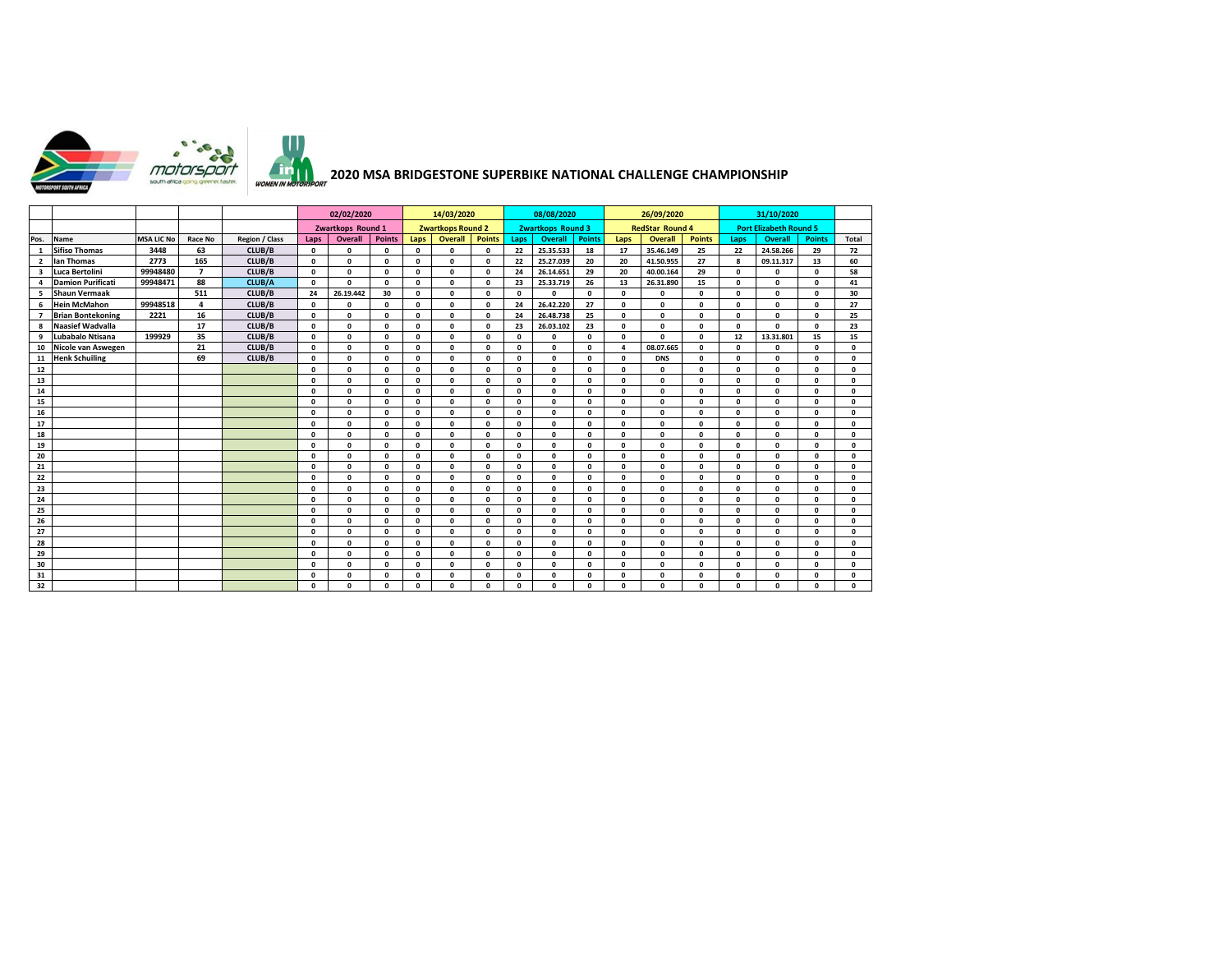# 2020 MSA BRIDGESTONE SUPERBIKE NATIONAL CHALLENGE CHAMPIONSHIP

| | | | | | 02/02/2020 | | | 14/03/2020 | | | 08/08/2020 | | | 26/09/2020 | | | 31/10/2020 | | | |
|---|---|---|---|---|---|---|---|---|---|---|---|---|---|---|---|---|---|---|---|---|
| | | | | | Zwartkops Round 1 | | | Zwartkops Round 2 | | | Zwartkops Round 3 | | | RedStar Round 4 | | | Port Elizabeth Round 5 | | | |
| Pos. | Name | MSA LIC No | Race No | Region / Class | Laps | Overall | Points | Laps | Overall | Points | Laps | Overall | Points | Laps | Overall | Points | Laps | Overall | Points | Total |
| 1 | Sifiso Thomas | 3448 | 63 | CLUB/B | 0 | 0 | 0 | 0 | 0 | 0 | 22 | 25.35.533 | 18 | 17 | 35.46.149 | 25 | 22 | 24.58.266 | 29 | 72 |
| 2 | Ian Thomas | 2773 | 165 | CLUB/B | 0 | 0 | 0 | 0 | 0 | 0 | 22 | 25.27.039 | 20 | 20 | 41.50.955 | 27 | 8 | 09.11.317 | 13 | 60 |
| 3 | Luca Bertolini | 99948480 | 7 | CLUB/B | 0 | 0 | 0 | 0 | 0 | 0 | 24 | 26.14.651 | 29 | 20 | 40.00.164 | 29 | 0 | 0 | 0 | 58 |
| 4 | Damion Purificati | 99948471 | 88 | CLUB/A | 0 | 0 | 0 | 0 | 0 | 0 | 23 | 25.33.719 | 26 | 13 | 26.31.890 | 15 | 0 | 0 | 0 | 41 |
| 5 | Shaun Vermaak | | 511 | CLUB/B | 24 | 26.19.442 | 30 | 0 | 0 | 0 | 0 | 0 | 0 | 0 | 0 | 0 | 0 | 0 | 0 | 30 |
| 6 | Hein McMahon | 99948518 | 4 | CLUB/B | 0 | 0 | 0 | 0 | 0 | 0 | 24 | 26.42.220 | 27 | 0 | 0 | 0 | 0 | 0 | 0 | 27 |
| 7 | Brian Bontekoning | 2221 | 16 | CLUB/B | 0 | 0 | 0 | 0 | 0 | 0 | 24 | 26.48.738 | 25 | 0 | 0 | 0 | 0 | 0 | 0 | 25 |
| 8 | Naasief Wadvalla | | 17 | CLUB/B | 0 | 0 | 0 | 0 | 0 | 0 | 23 | 26.03.102 | 23 | 0 | 0 | 0 | 0 | 0 | 0 | 23 |
| 9 | Lubabalo Ntisana | 199929 | 35 | CLUB/B | 0 | 0 | 0 | 0 | 0 | 0 | 0 | 0 | 0 | 0 | 0 | 0 | 12 | 13.31.801 | 15 | 15 |
| 10 | Nicole van Aswegen | | 21 | CLUB/B | 0 | 0 | 0 | 0 | 0 | 0 | 0 | 0 | 0 | 4 | 08.07.665 | 0 | 0 | 0 | 0 | 0 |
| 11 | Henk Schuiling | | 69 | CLUB/B | 0 | 0 | 0 | 0 | 0 | 0 | 0 | 0 | 0 | 0 | DNS | 0 | 0 | 0 | 0 | 0 |
| 12 | | | | | 0 | 0 | 0 | 0 | 0 | 0 | 0 | 0 | 0 | 0 | 0 | 0 | 0 | 0 | 0 | 0 |
| 13 | | | | | 0 | 0 | 0 | 0 | 0 | 0 | 0 | 0 | 0 | 0 | 0 | 0 | 0 | 0 | 0 | 0 |
| 14 | | | | | 0 | 0 | 0 | 0 | 0 | 0 | 0 | 0 | 0 | 0 | 0 | 0 | 0 | 0 | 0 | 0 |
| 15 | | | | | 0 | 0 | 0 | 0 | 0 | 0 | 0 | 0 | 0 | 0 | 0 | 0 | 0 | 0 | 0 | 0 |
| 16 | | | | | 0 | 0 | 0 | 0 | 0 | 0 | 0 | 0 | 0 | 0 | 0 | 0 | 0 | 0 | 0 | 0 |
| 17 | | | | | 0 | 0 | 0 | 0 | 0 | 0 | 0 | 0 | 0 | 0 | 0 | 0 | 0 | 0 | 0 | 0 |
| 18 | | | | | 0 | 0 | 0 | 0 | 0 | 0 | 0 | 0 | 0 | 0 | 0 | 0 | 0 | 0 | 0 | 0 |
| 19 | | | | | 0 | 0 | 0 | 0 | 0 | 0 | 0 | 0 | 0 | 0 | 0 | 0 | 0 | 0 | 0 | 0 |
| 20 | | | | | 0 | 0 | 0 | 0 | 0 | 0 | 0 | 0 | 0 | 0 | 0 | 0 | 0 | 0 | 0 | 0 |
| 21 | | | | | 0 | 0 | 0 | 0 | 0 | 0 | 0 | 0 | 0 | 0 | 0 | 0 | 0 | 0 | 0 | 0 |
| 22 | | | | | 0 | 0 | 0 | 0 | 0 | 0 | 0 | 0 | 0 | 0 | 0 | 0 | 0 | 0 | 0 | 0 |
| 23 | | | | | 0 | 0 | 0 | 0 | 0 | 0 | 0 | 0 | 0 | 0 | 0 | 0 | 0 | 0 | 0 | 0 |
| 24 | | | | | 0 | 0 | 0 | 0 | 0 | 0 | 0 | 0 | 0 | 0 | 0 | 0 | 0 | 0 | 0 | 0 |
| 25 | | | | | 0 | 0 | 0 | 0 | 0 | 0 | 0 | 0 | 0 | 0 | 0 | 0 | 0 | 0 | 0 | 0 |
| 26 | | | | | 0 | 0 | 0 | 0 | 0 | 0 | 0 | 0 | 0 | 0 | 0 | 0 | 0 | 0 | 0 | 0 |
| 27 | | | | | 0 | 0 | 0 | 0 | 0 | 0 | 0 | 0 | 0 | 0 | 0 | 0 | 0 | 0 | 0 | 0 |
| 28 | | | | | 0 | 0 | 0 | 0 | 0 | 0 | 0 | 0 | 0 | 0 | 0 | 0 | 0 | 0 | 0 | 0 |
| 29 | | | | | 0 | 0 | 0 | 0 | 0 | 0 | 0 | 0 | 0 | 0 | 0 | 0 | 0 | 0 | 0 | 0 |
| 30 | | | | | 0 | 0 | 0 | 0 | 0 | 0 | 0 | 0 | 0 | 0 | 0 | 0 | 0 | 0 | 0 | 0 |
| 31 | | | | | 0 | 0 | 0 | 0 | 0 | 0 | 0 | 0 | 0 | 0 | 0 | 0 | 0 | 0 | 0 | 0 |
| 32 | | | | | 0 | 0 | 0 | 0 | 0 | 0 | 0 | 0 | 0 | 0 | 0 | 0 | 0 | 0 | 0 | 0 |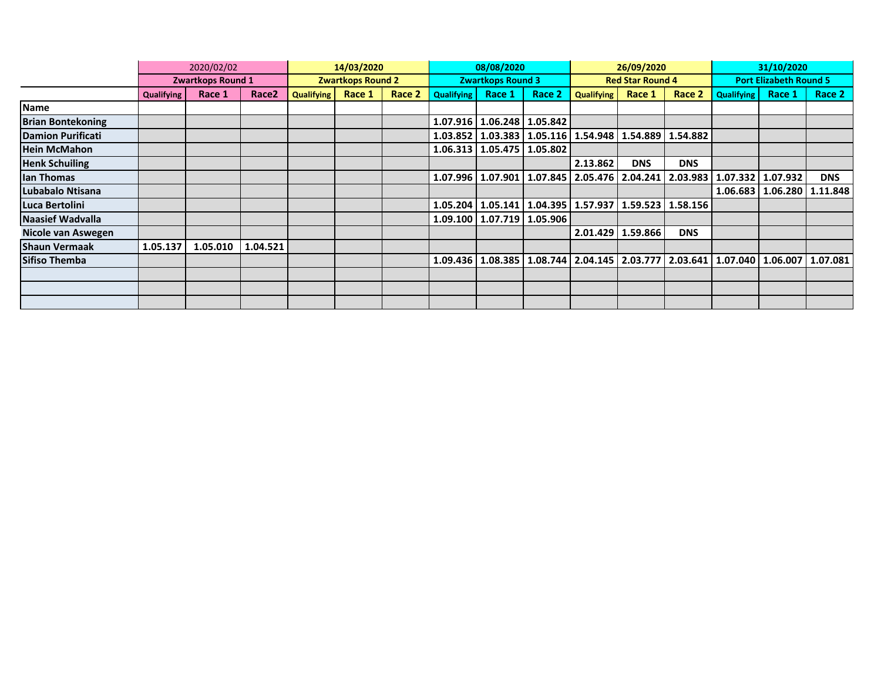| | 2020/02/02 | | | 14/03/2020 | | | 08/08/2020 | | | 26/09/2020 | | | 31/10/2020 | | |
|---|---|---|---|---|---|---|---|---|---|---|---|---|---|---|---|
| | Zwartkops Round 1 | | | Zwartkops Round 2 | | | Zwartkops Round 3 | | | Red Star Round 4 | | | Port Elizabeth Round 5 | | |
| | Qualifying | Race 1 | Race2 | Qualifying | Race 1 | Race 2 | Qualifying | Race 1 | Race 2 | Qualifying | Race 1 | Race 2 | Qualifying | Race 1 | Race 2 |
| **Name** | | | | | | | | | | | | | | | |
| **Brian Bontekoning** | | | | | | | 1.07.916 | 1.06.248 | 1.05.842 | | | | | | |
| **Damion Purificati** | | | | | | | 1.03.852 | 1.03.383 | 1.05.116 | 1.54.948 | 1.54.889 | 1.54.882 | | | |
| **Hein McMahon** | | | | | | | 1.06.313 | 1.05.475 | 1.05.802 | | | | | | |
| **Henk Schuiling** | | | | | | | | | | 2.13.862 | DNS | DNS | | | |
| **Ian Thomas** | | | | | | | 1.07.996 | 1.07.901 | 1.07.845 | 2.05.476 | 2.04.241 | 2.03.983 | 1.07.332 | 1.07.932 | DNS |
| **Lubabalo Ntisana** | | | | | | | | | | | | | 1.06.683 | 1.06.280 | 1.11.848 |
| **Luca Bertolini** | | | | | | | 1.05.204 | 1.05.141 | 1.04.395 | 1.57.937 | 1.59.523 | 1.58.156 | | | |
| **Naasief Wadvalla** | | | | | | | 1.09.100 | 1.07.719 | 1.05.906 | | | | | | |
| **Nicole van Aswegen** | | | | | | | | | | 2.01.429 | 1.59.866 | DNS | | | |
| **Shaun Vermaak** | 1.05.137 | 1.05.010 | 1.04.521 | | | | | | | | | | | | |
| **Sifiso Themba** | | | | | | | 1.09.436 | 1.08.385 | 1.08.744 | 2.04.145 | 2.03.777 | 2.03.641 | 1.07.040 | 1.06.007 | 1.07.081 |
| | | | | | | | | | | | | | | | |
| | | | | | | | | | | | | | | | |
| | | | | | | | | | | | | | | | |